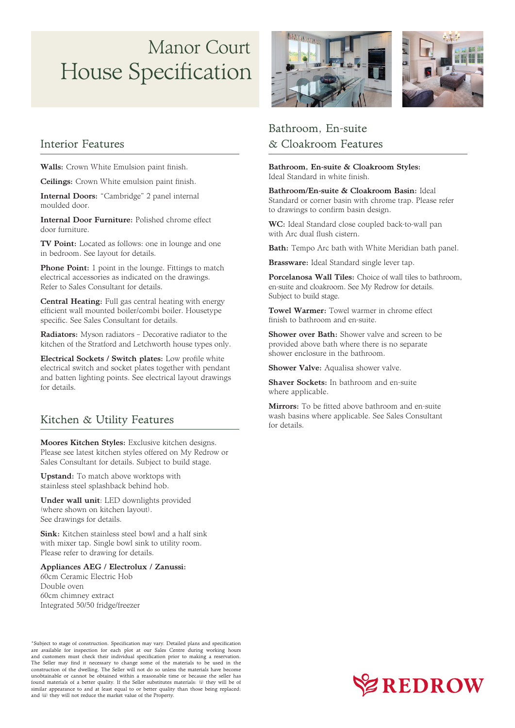# Manor Court House Specification

## Interior Features

**Walls:** Crown White Emulsion paint finish.

**Ceilings:** Crown White emulsion paint finish.

**Internal Doors:** "Cambridge" 2 panel internal moulded door.

**Internal Door Furniture:** Polished chrome effect door furniture.

**TV Point:** Located as follows: one in lounge and one in bedroom. See layout for details.

**Phone Point:** 1 point in the lounge. Fittings to match electrical accessories as indicated on the drawings. Refer to Sales Consultant for details.

**Central Heating:** Full gas central heating with energy efficient wall mounted boiler/combi boiler. Housetype specific. See Sales Consultant for details.

**Radiators:** Myson radiators – Decorative radiator to the kitchen of the Stratford and Letchworth house types only.

**Electrical Sockets / Switch plates:** Low profile white electrical switch and socket plates together with pendant and batten lighting points. See electrical layout drawings for details.

## Kitchen & Utility Features

**Moores Kitchen Styles:** Exclusive kitchen designs. Please see latest kitchen styles offered on My Redrow or Sales Consultant for details. Subject to build stage.

**Upstand:** To match above worktops with stainless steel splashback behind hob.

**Under wall unit**: LED downlights provided (where shown on kitchen layout). See drawings for details.

**Sink:** Kitchen stainless steel bowl and a half sink with mixer tap. Single bowl sink to utility room. Please refer to drawing for details.

**Appliances AEG / Electrolux / Zanussi:**
60cm Ceramic Electric Hob
Double oven
60cm chimney extract
Integrated 50/50 fridge/freezer

## Bathroom, En-suite & Cloakroom Features

**Bathroom, En-suite & Cloakroom Styles:** Ideal Standard in white finish.

**Bathroom/En-suite & Cloakroom Basin:** Ideal Standard or corner basin with chrome trap. Please refer to drawings to confirm basin design.

**WC:** Ideal Standard close coupled back-to-wall pan with Arc dual flush cistern.

**Bath:** Tempo Arc bath with White Meridian bath panel.

**Brassware:** Ideal Standard single lever tap.

**Porcelanosa Wall Tiles:** Choice of wall tiles to bathroom, en-suite and cloakroom. See My Redrow for details. Subject to build stage.

**Towel Warmer:** Towel warmer in chrome effect finish to bathroom and en-suite.

**Shower over Bath:** Shower valve and screen to be provided above bath where there is no separate shower enclosure in the bathroom.

**Shower Valve:** Aqualisa shower valve.

**Shaver Sockets:** In bathroom and en-suite where applicable.

**Mirrors:** To be fitted above bathroom and en-suite wash basins where applicable. See Sales Consultant for details.

*Subject to stage of construction. Specification may vary. Detailed plans and specification are available for inspection for each plot at our Sales Centre during working hours and customers must check their individual specification prior to making a reservation. The Seller may find it necessary to change some of the materials to be used in the construction of the dwelling. The Seller will not do so unless the materials have become unobtainable or cannot be obtained within a reasonable time or because the seller has found materials of a better quality. If the Seller substitutes materials: (i) they will be of similar appearance to and at least equal to or better quality than those being replaced; and (ii) they will not reduce the market value of the Property.

REDROW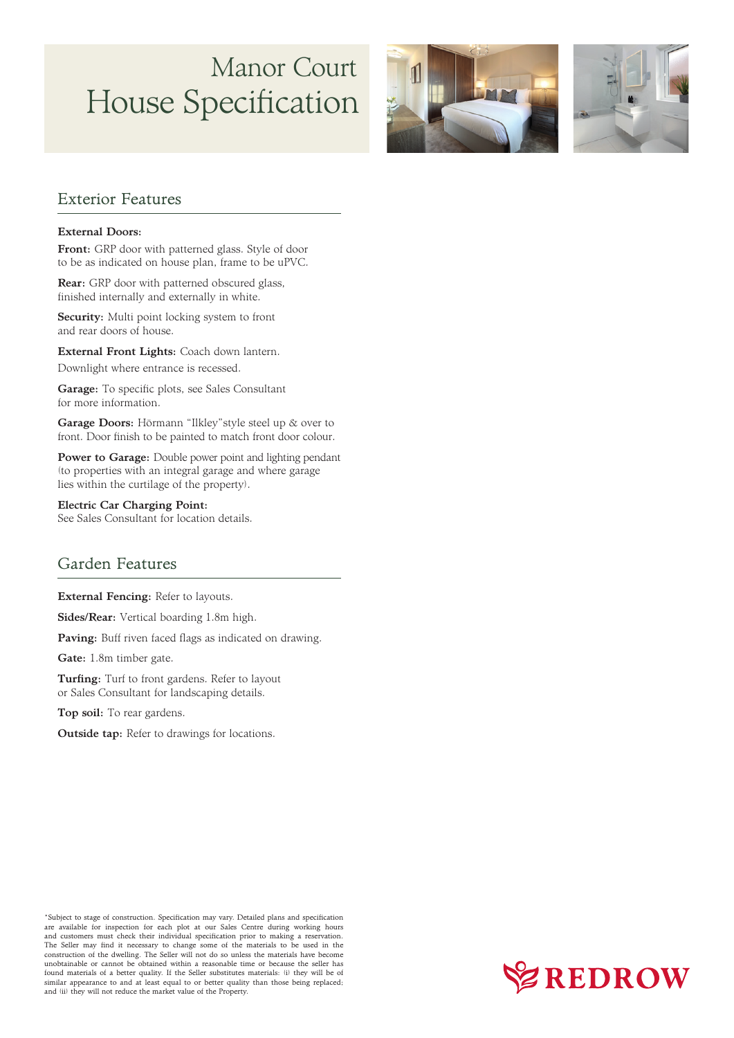# Manor Court
# House Specification

## Exterior Features

**External Doors:**

**Front:** GRP door with patterned glass. Style of door to be as indicated on house plan, frame to be uPVC.

**Rear:** GRP door with patterned obscured glass, finished internally and externally in white.

**Security:** Multi point locking system to front and rear doors of house.

**External Front Lights:** Coach down lantern.

Downlight where entrance is recessed.

**Garage:** To specific plots, see Sales Consultant for more information.

**Garage Doors:** Hörmann "Ilkley"style steel up & over to front. Door finish to be painted to match front door colour.

**Power to Garage:** Double power point and lighting pendant (to properties with an integral garage and where garage lies within the curtilage of the property).

**Electric Car Charging Point:**
See Sales Consultant for location details.

## Garden Features

**External Fencing:** Refer to layouts.

**Sides/Rear:** Vertical boarding 1.8m high.

**Paving:** Buff riven faced flags as indicated on drawing.

**Gate:** 1.8m timber gate.

**Turfing:** Turf to front gardens. Refer to layout or Sales Consultant for landscaping details.

**Top soil:** To rear gardens.

**Outside tap:** Refer to drawings for locations.

*Subject to stage of construction. Specification may vary. Detailed plans and specification are available for inspection for each plot at our Sales Centre during working hours and customers must check their individual specification prior to making a reservation. The Seller may find it necessary to change some of the materials to be used in the construction of the dwelling. The Seller will not do so unless the materials have become unobtainable or cannot be obtained within a reasonable time or because the seller has found materials of a better quality. If the Seller substitutes materials: (i) they will be of similar appearance to and at least equal to or better quality than those being replaced; and (ii) they will not reduce the market value of the Property.

REDROW